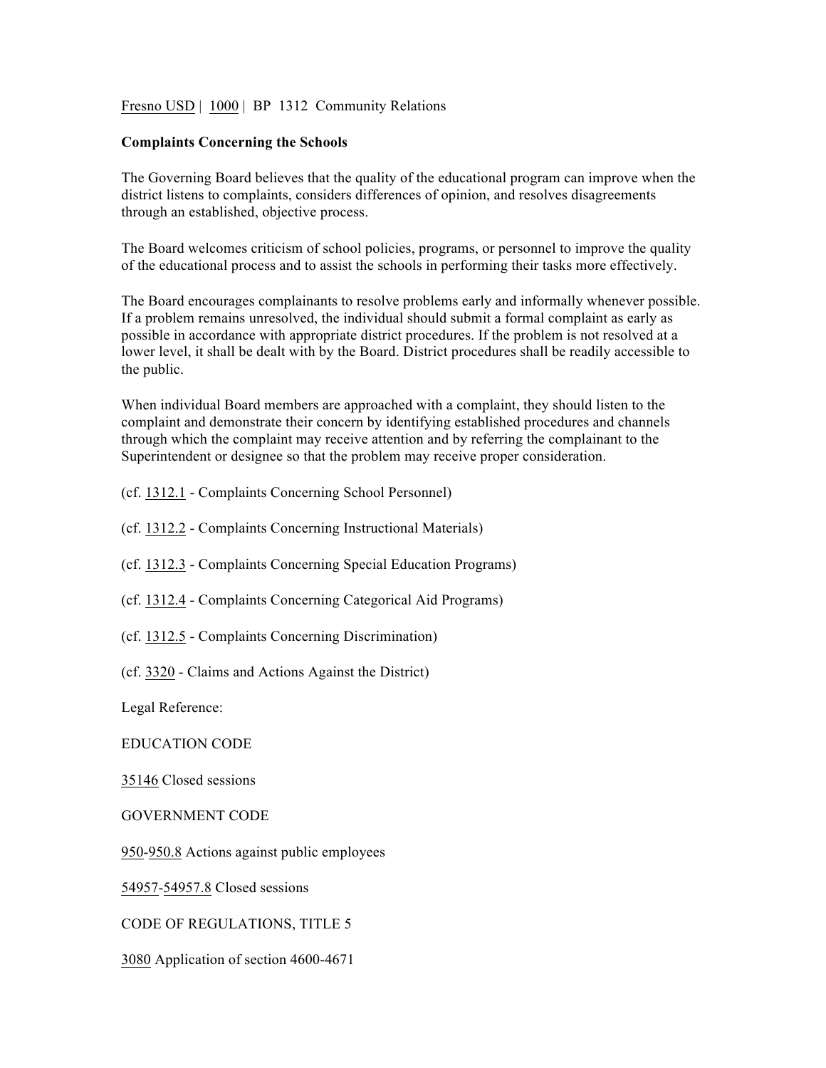Fresno USD | 1000 | BP 1312 Community Relations

**Complaints Concerning the Schools**

The Governing Board believes that the quality of the educational program can improve when the district listens to complaints, considers differences of opinion, and resolves disagreements through an established, objective process.

The Board welcomes criticism of school policies, programs, or personnel to improve the quality of the educational process and to assist the schools in performing their tasks more effectively.

The Board encourages complainants to resolve problems early and informally whenever possible. If a problem remains unresolved, the individual should submit a formal complaint as early as possible in accordance with appropriate district procedures. If the problem is not resolved at a lower level, it shall be dealt with by the Board. District procedures shall be readily accessible to the public.

When individual Board members are approached with a complaint, they should listen to the complaint and demonstrate their concern by identifying established procedures and channels through which the complaint may receive attention and by referring the complainant to the Superintendent or designee so that the problem may receive proper consideration.

(cf. 1312.1 - Complaints Concerning School Personnel)

(cf. 1312.2 - Complaints Concerning Instructional Materials)

(cf. 1312.3 - Complaints Concerning Special Education Programs)

(cf. 1312.4 - Complaints Concerning Categorical Aid Programs)

(cf. 1312.5 - Complaints Concerning Discrimination)

(cf. 3320 - Claims and Actions Against the District)

Legal Reference:

EDUCATION CODE

35146 Closed sessions

GOVERNMENT CODE

950-950.8 Actions against public employees

54957-54957.8 Closed sessions

CODE OF REGULATIONS, TITLE 5

3080 Application of section 4600-4671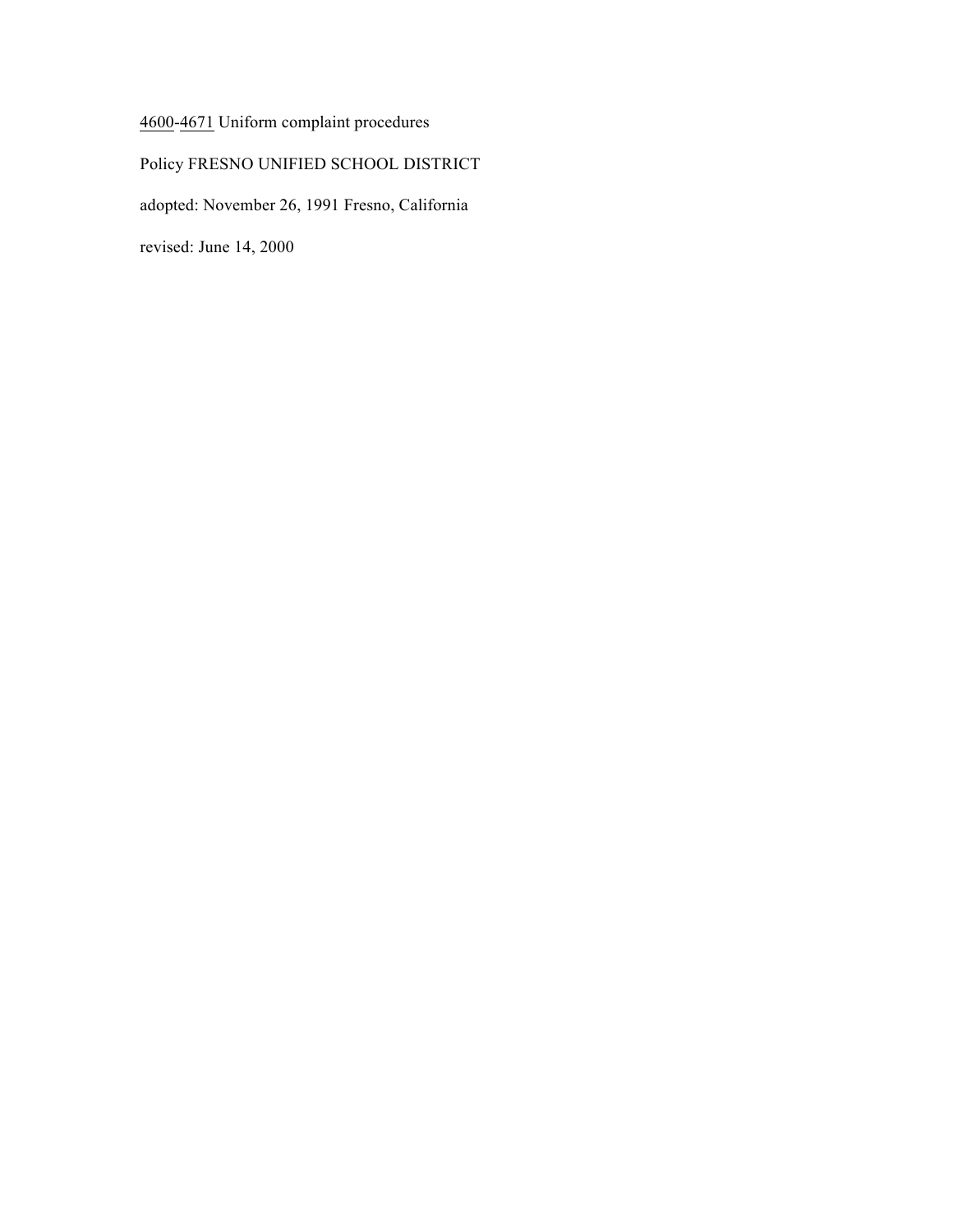4600-4671 Uniform complaint procedures

Policy FRESNO UNIFIED SCHOOL DISTRICT

adopted: November 26, 1991 Fresno, California

revised: June 14, 2000